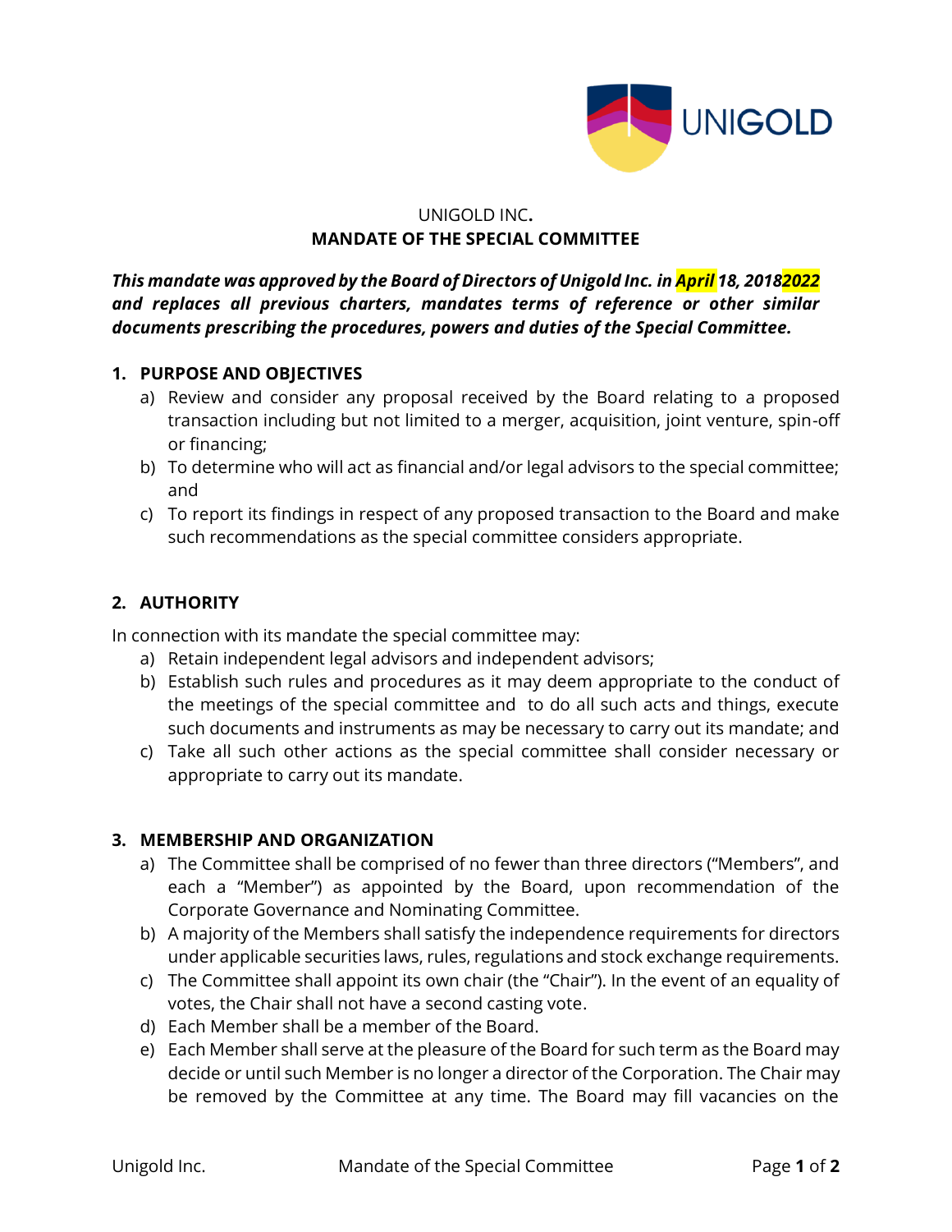UNIGOLD INC.

**MANDATE OF THE SPECIAL COMMITTEE**

***This mandate was approved by the Board of Directors of Unigold Inc. in April 18, 20182022 and replaces all previous charters, mandates terms of reference or other similar documents prescribing the procedures, powers and duties of the Special Committee.***

## 1. PURPOSE AND OBJECTIVES

a) Review and consider any proposal received by the Board relating to a proposed transaction including but not limited to a merger, acquisition, joint venture, spin-off or financing;

b) To determine who will act as financial and/or legal advisors to the special committee; and

c) To report its findings in respect of any proposed transaction to the Board and make such recommendations as the special committee considers appropriate.

## 2. AUTHORITY

In connection with its mandate the special committee may:

a) Retain independent legal advisors and independent advisors;

b) Establish such rules and procedures as it may deem appropriate to the conduct of the meetings of the special committee and to do all such acts and things, execute such documents and instruments as may be necessary to carry out its mandate; and

c) Take all such other actions as the special committee shall consider necessary or appropriate to carry out its mandate.

## 3. MEMBERSHIP AND ORGANIZATION

a) The Committee shall be comprised of no fewer than three directors ("Members", and each a "Member") as appointed by the Board, upon recommendation of the Corporate Governance and Nominating Committee.

b) A majority of the Members shall satisfy the independence requirements for directors under applicable securities laws, rules, regulations and stock exchange requirements.

c) The Committee shall appoint its own chair (the "Chair"). In the event of an equality of votes, the Chair shall not have a second casting vote.

d) Each Member shall be a member of the Board.

e) Each Member shall serve at the pleasure of the Board for such term as the Board may decide or until such Member is no longer a director of the Corporation. The Chair may be removed by the Committee at any time. The Board may fill vacancies on the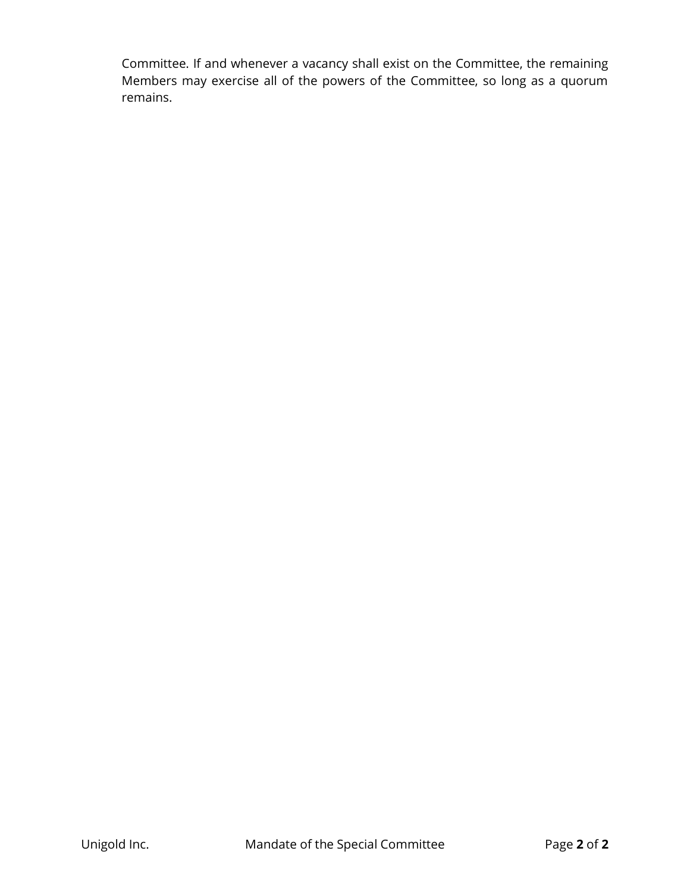Committee. If and whenever a vacancy shall exist on the Committee, the remaining Members may exercise all of the powers of the Committee, so long as a quorum remains.